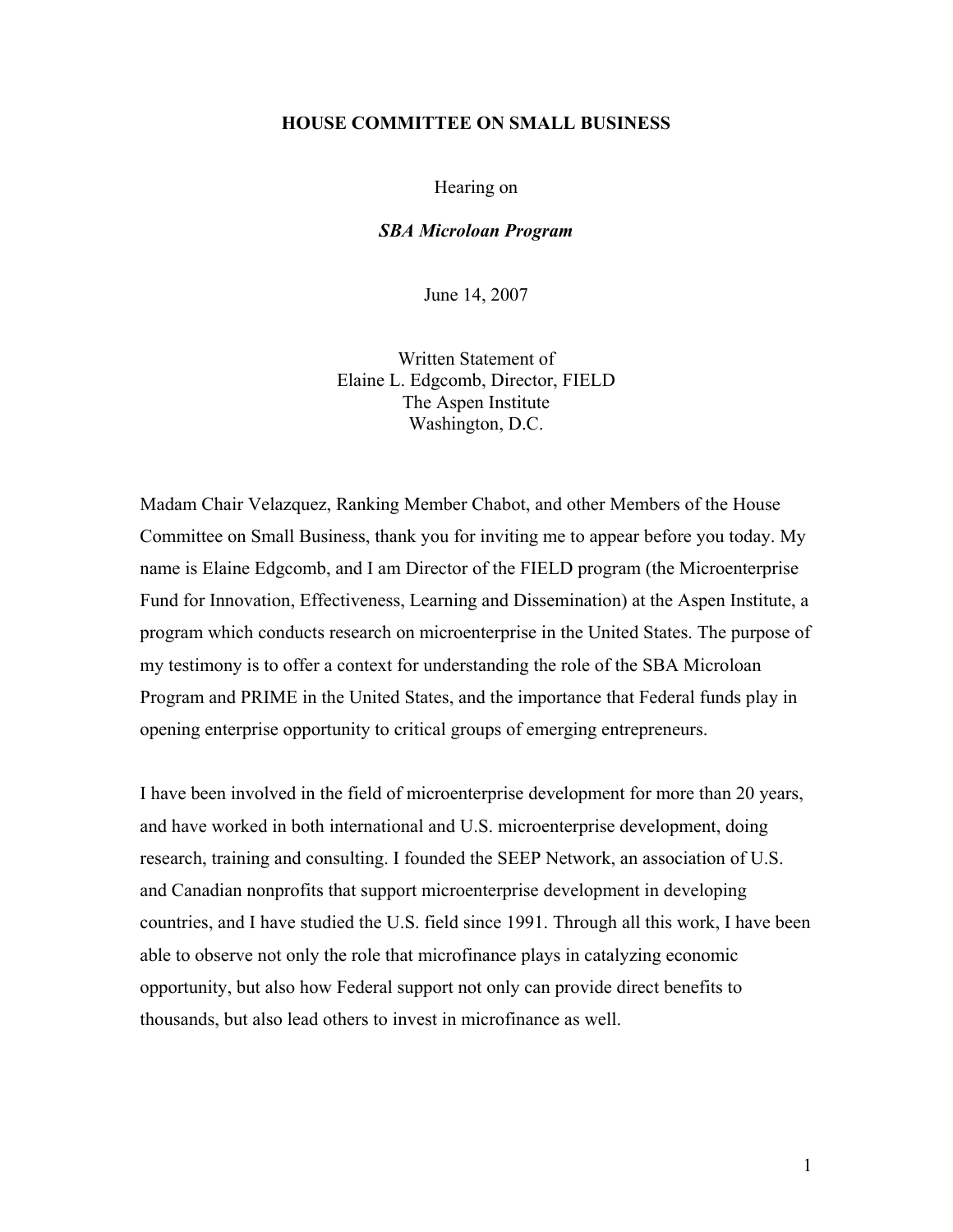**HOUSE COMMITTEE ON SMALL BUSINESS**

Hearing on

***SBA Microloan Program***

June 14, 2007

Written Statement of
Elaine L. Edgcomb, Director, FIELD
The Aspen Institute
Washington, D.C.

Madam Chair Velazquez, Ranking Member Chabot, and other Members of the House Committee on Small Business, thank you for inviting me to appear before you today. My name is Elaine Edgcomb, and I am Director of the FIELD program (the Microenterprise Fund for Innovation, Effectiveness, Learning and Dissemination) at the Aspen Institute, a program which conducts research on microenterprise in the United States. The purpose of my testimony is to offer a context for understanding the role of the SBA Microloan Program and PRIME in the United States, and the importance that Federal funds play in opening enterprise opportunity to critical groups of emerging entrepreneurs.

I have been involved in the field of microenterprise development for more than 20 years, and have worked in both international and U.S. microenterprise development, doing research, training and consulting. I founded the SEEP Network, an association of U.S. and Canadian nonprofits that support microenterprise development in developing countries, and I have studied the U.S. field since 1991. Through all this work, I have been able to observe not only the role that microfinance plays in catalyzing economic opportunity, but also how Federal support not only can provide direct benefits to thousands, but also lead others to invest in microfinance as well.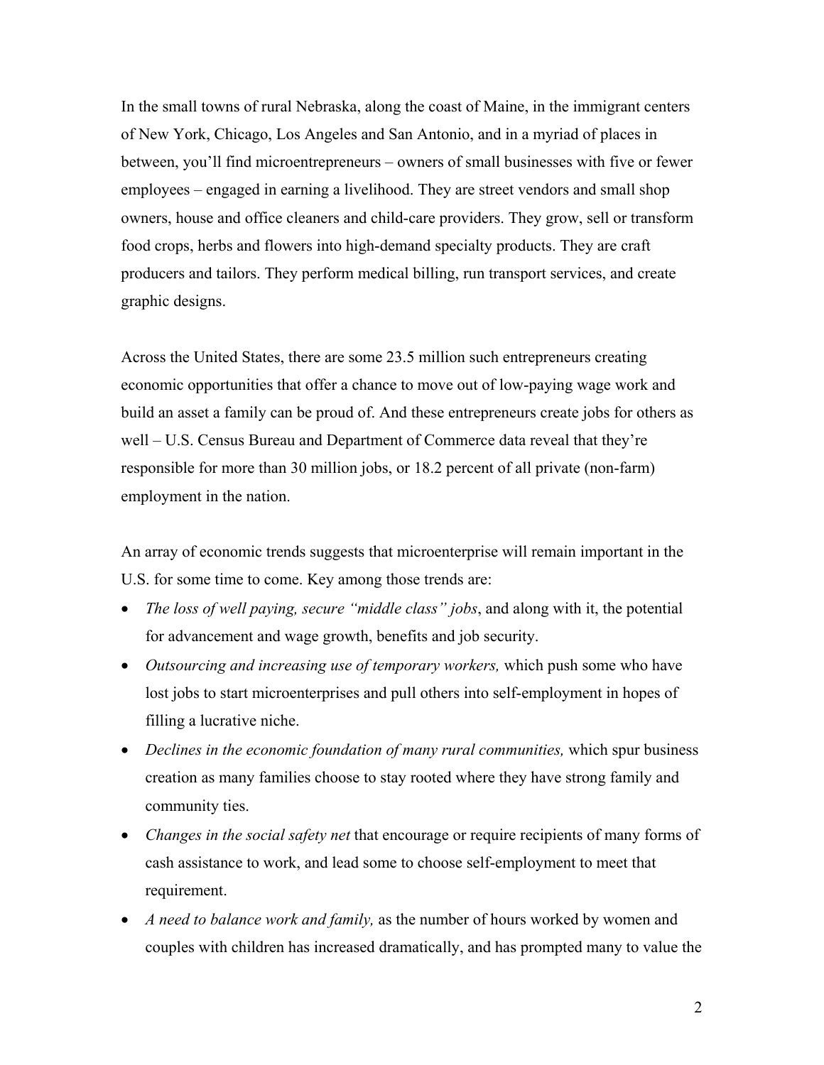In the small towns of rural Nebraska, along the coast of Maine, in the immigrant centers of New York, Chicago, Los Angeles and San Antonio, and in a myriad of places in between, you'll find microentrepreneurs – owners of small businesses with five or fewer employees – engaged in earning a livelihood. They are street vendors and small shop owners, house and office cleaners and child-care providers. They grow, sell or transform food crops, herbs and flowers into high-demand specialty products. They are craft producers and tailors. They perform medical billing, run transport services, and create graphic designs.

Across the United States, there are some 23.5 million such entrepreneurs creating economic opportunities that offer a chance to move out of low-paying wage work and build an asset a family can be proud of. And these entrepreneurs create jobs for others as well – U.S. Census Bureau and Department of Commerce data reveal that they're responsible for more than 30 million jobs, or 18.2 percent of all private (non-farm) employment in the nation.

An array of economic trends suggests that microenterprise will remain important in the U.S. for some time to come. Key among those trends are:

- *The loss of well paying, secure "middle class" jobs*, and along with it, the potential for advancement and wage growth, benefits and job security.
- *Outsourcing and increasing use of temporary workers,* which push some who have lost jobs to start microenterprises and pull others into self-employment in hopes of filling a lucrative niche.
- *Declines in the economic foundation of many rural communities,* which spur business creation as many families choose to stay rooted where they have strong family and community ties.
- *Changes in the social safety net* that encourage or require recipients of many forms of cash assistance to work, and lead some to choose self-employment to meet that requirement.
- *A need to balance work and family,* as the number of hours worked by women and couples with children has increased dramatically, and has prompted many to value the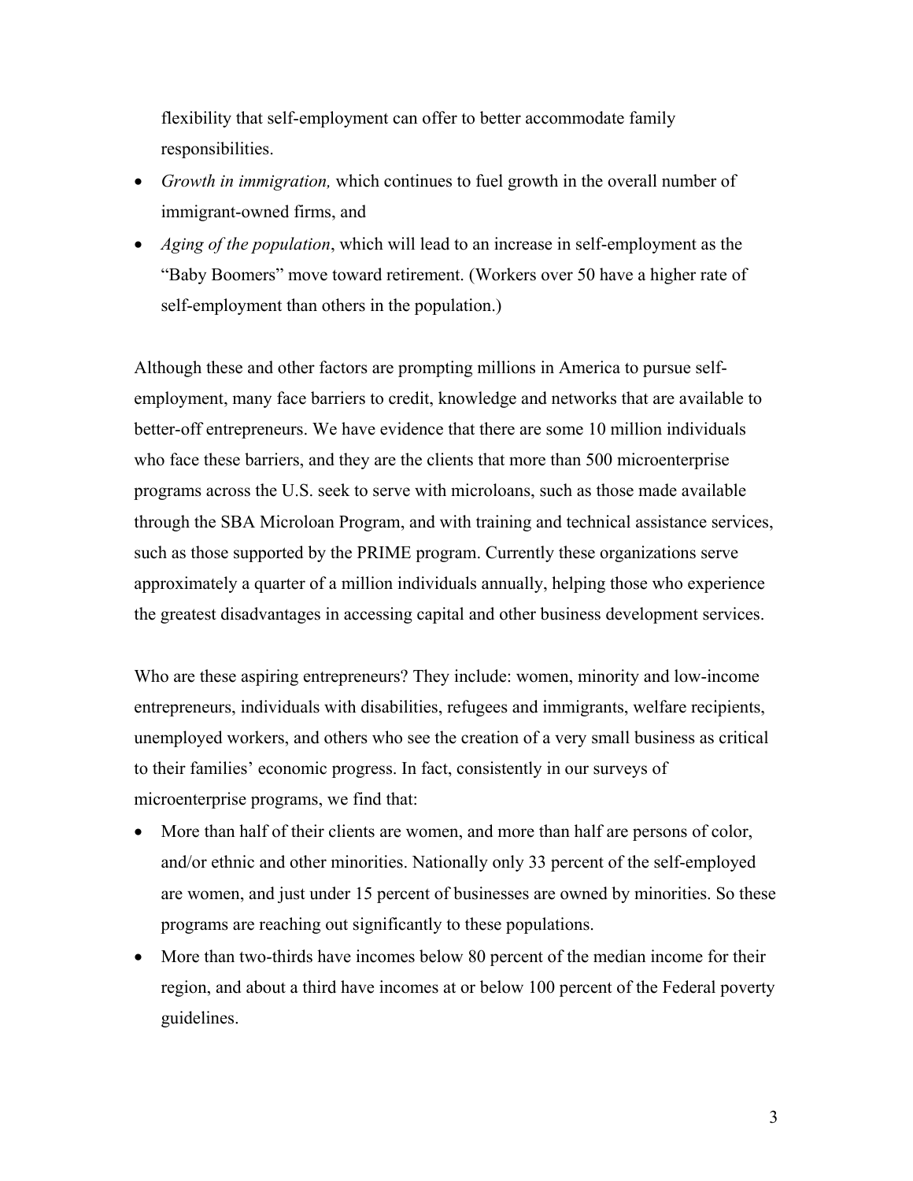flexibility that self-employment can offer to better accommodate family responsibilities.

- *Growth in immigration,* which continues to fuel growth in the overall number of immigrant-owned firms, and
- *Aging of the population*, which will lead to an increase in self-employment as the "Baby Boomers" move toward retirement. (Workers over 50 have a higher rate of self-employment than others in the population.)

Although these and other factors are prompting millions in America to pursue self-employment, many face barriers to credit, knowledge and networks that are available to better-off entrepreneurs. We have evidence that there are some 10 million individuals who face these barriers, and they are the clients that more than 500 microenterprise programs across the U.S. seek to serve with microloans, such as those made available through the SBA Microloan Program, and with training and technical assistance services, such as those supported by the PRIME program. Currently these organizations serve approximately a quarter of a million individuals annually, helping those who experience the greatest disadvantages in accessing capital and other business development services.

Who are these aspiring entrepreneurs? They include: women, minority and low-income entrepreneurs, individuals with disabilities, refugees and immigrants, welfare recipients, unemployed workers, and others who see the creation of a very small business as critical to their families' economic progress. In fact, consistently in our surveys of microenterprise programs, we find that:

- More than half of their clients are women, and more than half are persons of color, and/or ethnic and other minorities. Nationally only 33 percent of the self-employed are women, and just under 15 percent of businesses are owned by minorities. So these programs are reaching out significantly to these populations.
- More than two-thirds have incomes below 80 percent of the median income for their region, and about a third have incomes at or below 100 percent of the Federal poverty guidelines.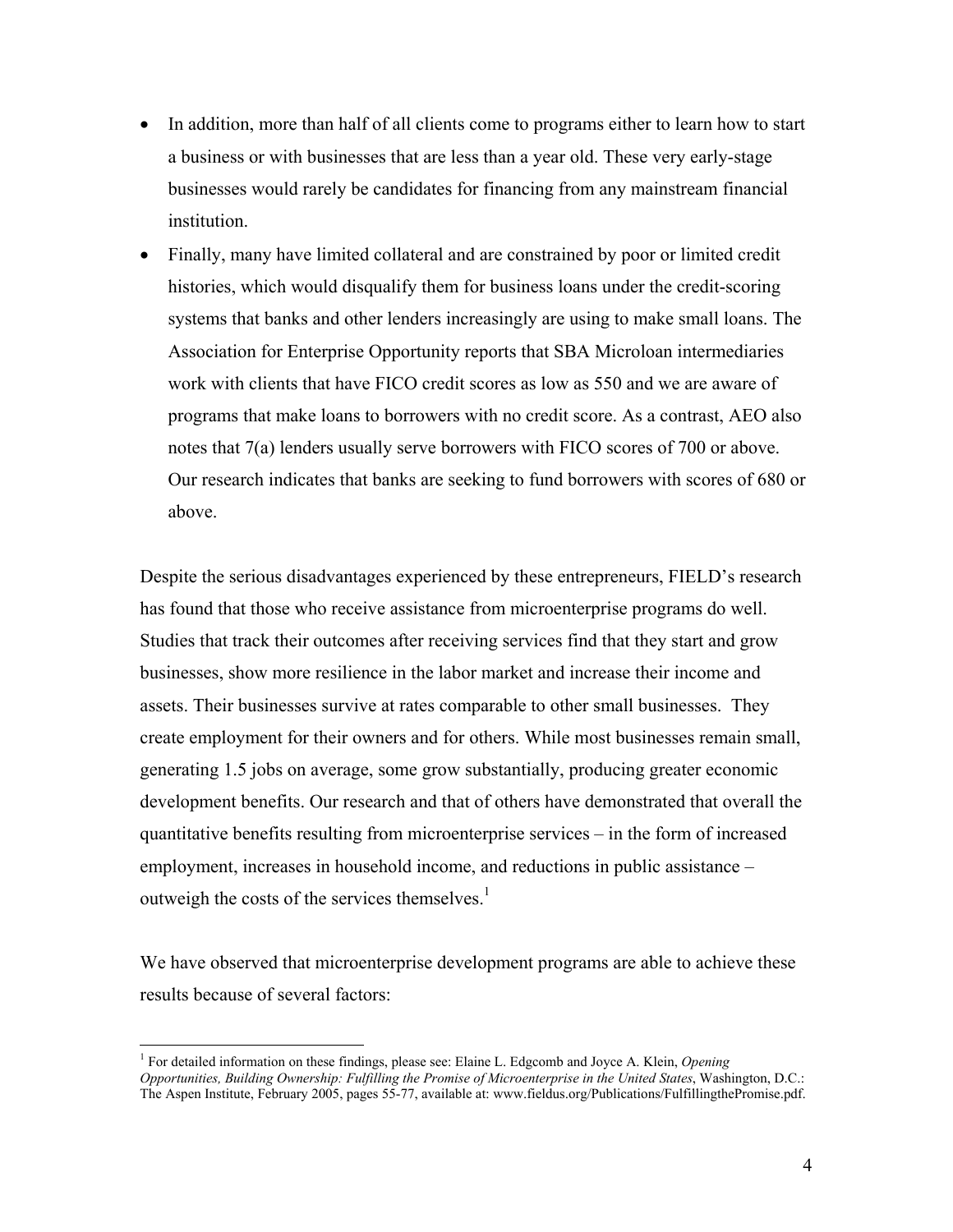- In addition, more than half of all clients come to programs either to learn how to start a business or with businesses that are less than a year old. These very early-stage businesses would rarely be candidates for financing from any mainstream financial institution.
- Finally, many have limited collateral and are constrained by poor or limited credit histories, which would disqualify them for business loans under the credit-scoring systems that banks and other lenders increasingly are using to make small loans. The Association for Enterprise Opportunity reports that SBA Microloan intermediaries work with clients that have FICO credit scores as low as 550 and we are aware of programs that make loans to borrowers with no credit score. As a contrast, AEO also notes that 7(a) lenders usually serve borrowers with FICO scores of 700 or above. Our research indicates that banks are seeking to fund borrowers with scores of 680 or above.

Despite the serious disadvantages experienced by these entrepreneurs, FIELD's research has found that those who receive assistance from microenterprise programs do well. Studies that track their outcomes after receiving services find that they start and grow businesses, show more resilience in the labor market and increase their income and assets. Their businesses survive at rates comparable to other small businesses. They create employment for their owners and for others. While most businesses remain small, generating 1.5 jobs on average, some grow substantially, producing greater economic development benefits. Our research and that of others have demonstrated that overall the quantitative benefits resulting from microenterprise services – in the form of increased employment, increases in household income, and reductions in public assistance – outweigh the costs of the services themselves.[1]

We have observed that microenterprise development programs are able to achieve these results because of several factors:

[1] For detailed information on these findings, please see: Elaine L. Edgcomb and Joyce A. Klein, *Opening Opportunities, Building Ownership: Fulfilling the Promise of Microenterprise in the United States*, Washington, D.C.: The Aspen Institute, February 2005, pages 55-77, available at: www.fieldus.org/Publications/FulfillingthePromise.pdf.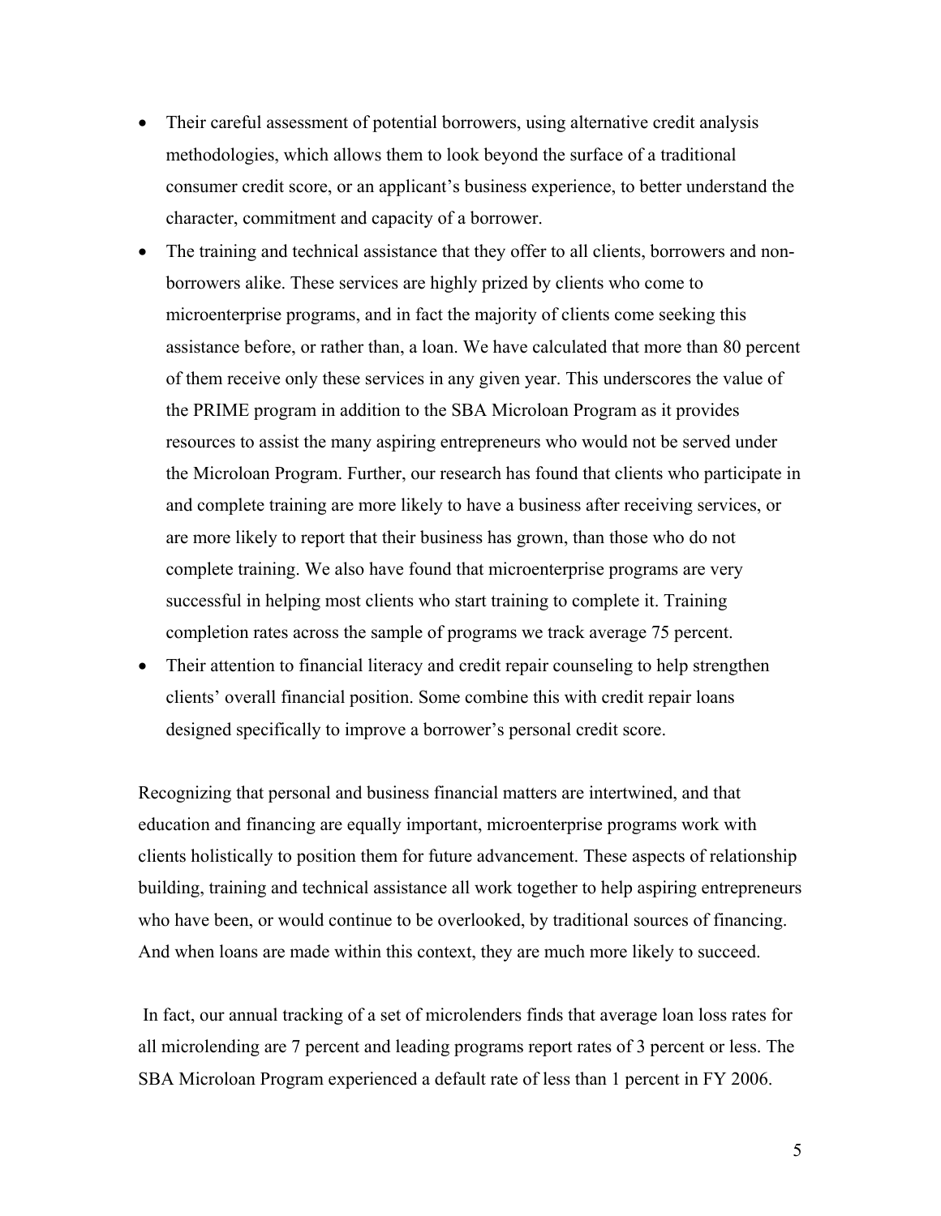- Their careful assessment of potential borrowers, using alternative credit analysis methodologies, which allows them to look beyond the surface of a traditional consumer credit score, or an applicant's business experience, to better understand the character, commitment and capacity of a borrower.
- The training and technical assistance that they offer to all clients, borrowers and non-borrowers alike. These services are highly prized by clients who come to microenterprise programs, and in fact the majority of clients come seeking this assistance before, or rather than, a loan. We have calculated that more than 80 percent of them receive only these services in any given year. This underscores the value of the PRIME program in addition to the SBA Microloan Program as it provides resources to assist the many aspiring entrepreneurs who would not be served under the Microloan Program. Further, our research has found that clients who participate in and complete training are more likely to have a business after receiving services, or are more likely to report that their business has grown, than those who do not complete training. We also have found that microenterprise programs are very successful in helping most clients who start training to complete it. Training completion rates across the sample of programs we track average 75 percent.
- Their attention to financial literacy and credit repair counseling to help strengthen clients' overall financial position. Some combine this with credit repair loans designed specifically to improve a borrower's personal credit score.

Recognizing that personal and business financial matters are intertwined, and that education and financing are equally important, microenterprise programs work with clients holistically to position them for future advancement. These aspects of relationship building, training and technical assistance all work together to help aspiring entrepreneurs who have been, or would continue to be overlooked, by traditional sources of financing. And when loans are made within this context, they are much more likely to succeed.

In fact, our annual tracking of a set of microlenders finds that average loan loss rates for all microlending are 7 percent and leading programs report rates of 3 percent or less. The SBA Microloan Program experienced a default rate of less than 1 percent in FY 2006.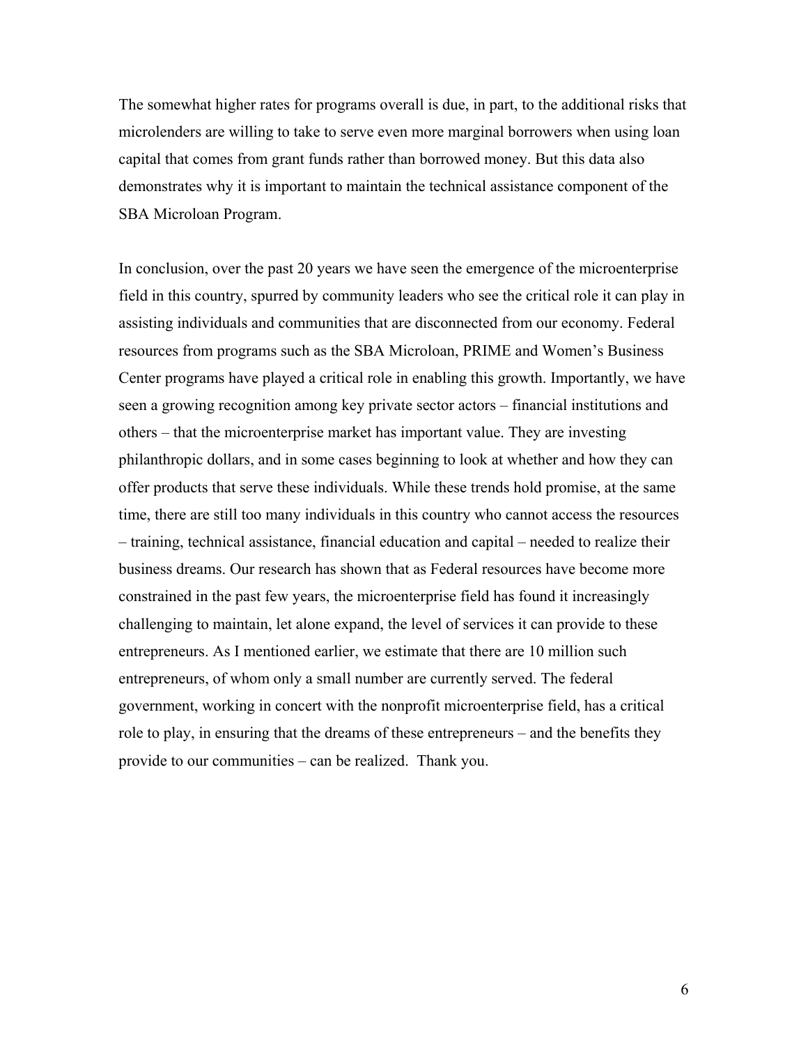The somewhat higher rates for programs overall is due, in part, to the additional risks that microlenders are willing to take to serve even more marginal borrowers when using loan capital that comes from grant funds rather than borrowed money. But this data also demonstrates why it is important to maintain the technical assistance component of the SBA Microloan Program.

In conclusion, over the past 20 years we have seen the emergence of the microenterprise field in this country, spurred by community leaders who see the critical role it can play in assisting individuals and communities that are disconnected from our economy. Federal resources from programs such as the SBA Microloan, PRIME and Women's Business Center programs have played a critical role in enabling this growth. Importantly, we have seen a growing recognition among key private sector actors – financial institutions and others – that the microenterprise market has important value. They are investing philanthropic dollars, and in some cases beginning to look at whether and how they can offer products that serve these individuals. While these trends hold promise, at the same time, there are still too many individuals in this country who cannot access the resources – training, technical assistance, financial education and capital – needed to realize their business dreams. Our research has shown that as Federal resources have become more constrained in the past few years, the microenterprise field has found it increasingly challenging to maintain, let alone expand, the level of services it can provide to these entrepreneurs. As I mentioned earlier, we estimate that there are 10 million such entrepreneurs, of whom only a small number are currently served. The federal government, working in concert with the nonprofit microenterprise field, has a critical role to play, in ensuring that the dreams of these entrepreneurs – and the benefits they provide to our communities – can be realized. Thank you.